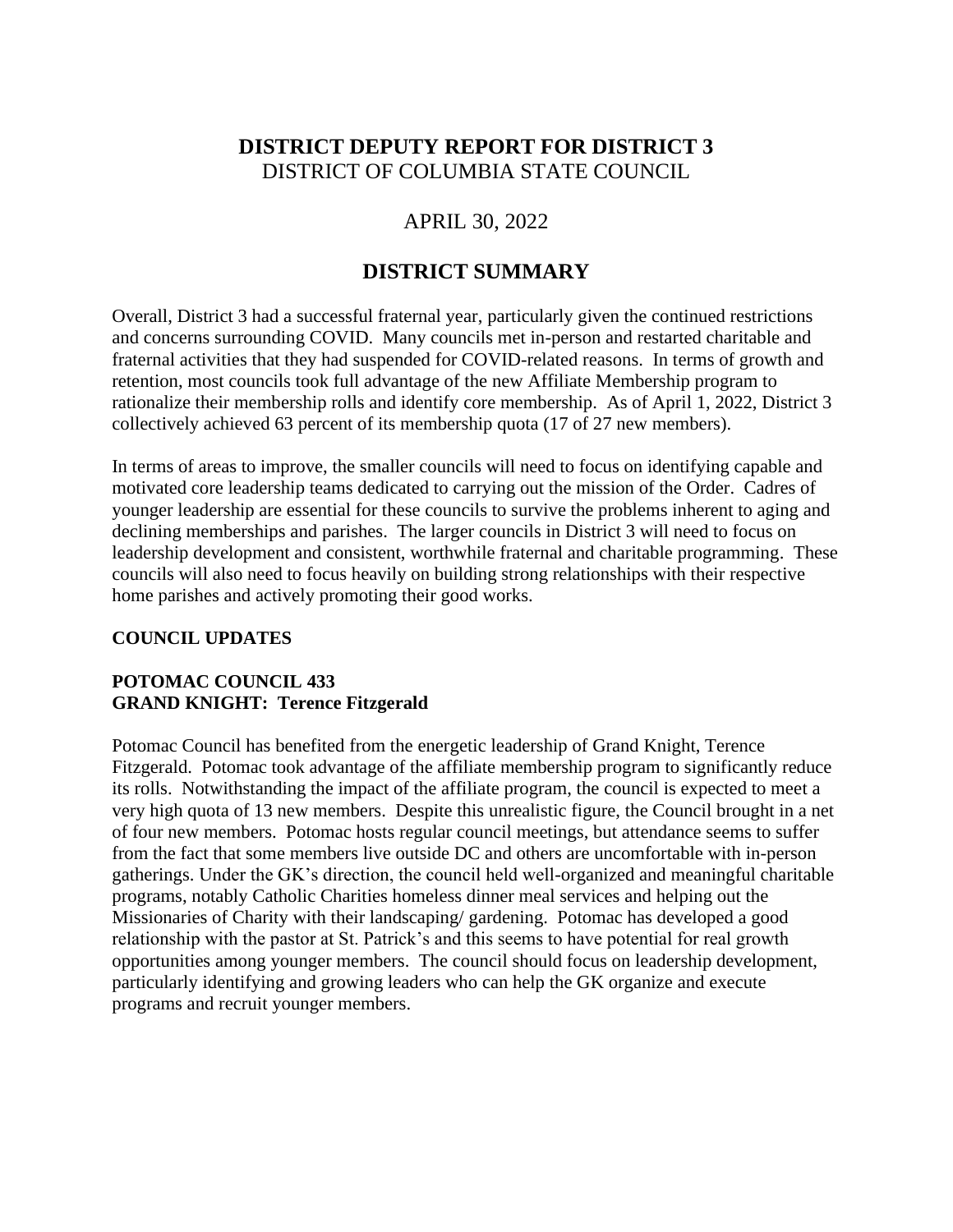# DISTRICT DEPUTY REPORT FOR DISTRICT 3
DISTRICT OF COLUMBIA STATE COUNCIL

APRIL 30, 2022

## DISTRICT SUMMARY

Overall, District 3 had a successful fraternal year, particularly given the continued restrictions and concerns surrounding COVID. Many councils met in-person and restarted charitable and fraternal activities that they had suspended for COVID-related reasons. In terms of growth and retention, most councils took full advantage of the new Affiliate Membership program to rationalize their membership rolls and identify core membership. As of April 1, 2022, District 3 collectively achieved 63 percent of its membership quota (17 of 27 new members).

In terms of areas to improve, the smaller councils will need to focus on identifying capable and motivated core leadership teams dedicated to carrying out the mission of the Order. Cadres of younger leadership are essential for these councils to survive the problems inherent to aging and declining memberships and parishes. The larger councils in District 3 will need to focus on leadership development and consistent, worthwhile fraternal and charitable programming. These councils will also need to focus heavily on building strong relationships with their respective home parishes and actively promoting their good works.

### COUNCIL UPDATES

#### POTOMAC COUNCIL 433
#### GRAND KNIGHT: Terence Fitzgerald

Potomac Council has benefited from the energetic leadership of Grand Knight, Terence Fitzgerald. Potomac took advantage of the affiliate membership program to significantly reduce its rolls. Notwithstanding the impact of the affiliate program, the council is expected to meet a very high quota of 13 new members. Despite this unrealistic figure, the Council brought in a net of four new members. Potomac hosts regular council meetings, but attendance seems to suffer from the fact that some members live outside DC and others are uncomfortable with in-person gatherings. Under the GK's direction, the council held well-organized and meaningful charitable programs, notably Catholic Charities homeless dinner meal services and helping out the Missionaries of Charity with their landscaping/ gardening. Potomac has developed a good relationship with the pastor at St. Patrick's and this seems to have potential for real growth opportunities among younger members. The council should focus on leadership development, particularly identifying and growing leaders who can help the GK organize and execute programs and recruit younger members.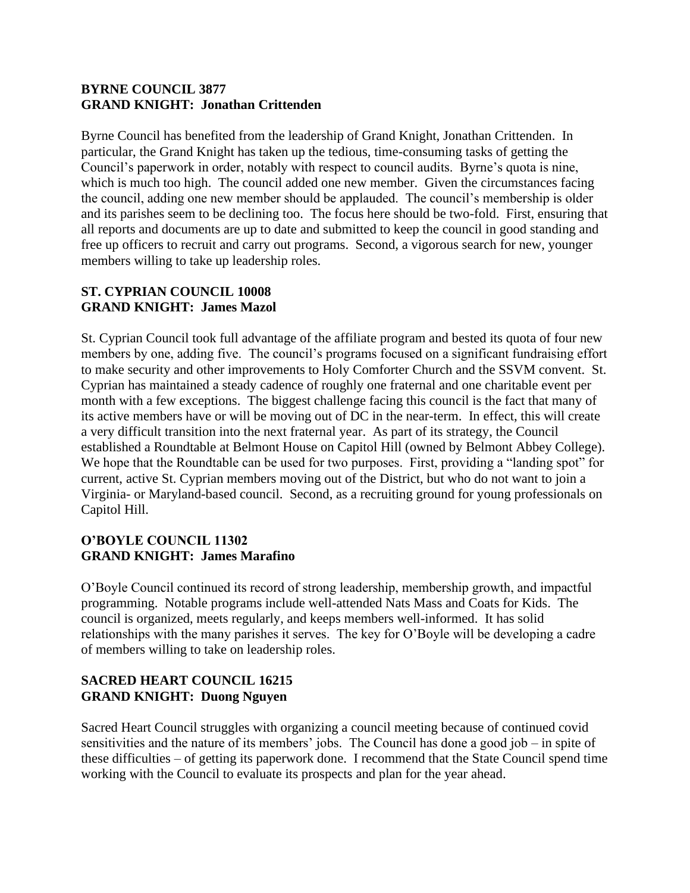**BYRNE COUNCIL 3877**
**GRAND KNIGHT: Jonathan Crittenden**

Byrne Council has benefited from the leadership of Grand Knight, Jonathan Crittenden. In particular, the Grand Knight has taken up the tedious, time-consuming tasks of getting the Council's paperwork in order, notably with respect to council audits. Byrne's quota is nine, which is much too high. The council added one new member. Given the circumstances facing the council, adding one new member should be applauded. The council's membership is older and its parishes seem to be declining too. The focus here should be two-fold. First, ensuring that all reports and documents are up to date and submitted to keep the council in good standing and free up officers to recruit and carry out programs. Second, a vigorous search for new, younger members willing to take up leadership roles.

**ST. CYPRIAN COUNCIL 10008**
**GRAND KNIGHT: James Mazol**

St. Cyprian Council took full advantage of the affiliate program and bested its quota of four new members by one, adding five. The council's programs focused on a significant fundraising effort to make security and other improvements to Holy Comforter Church and the SSVM convent. St. Cyprian has maintained a steady cadence of roughly one fraternal and one charitable event per month with a few exceptions. The biggest challenge facing this council is the fact that many of its active members have or will be moving out of DC in the near-term. In effect, this will create a very difficult transition into the next fraternal year. As part of its strategy, the Council established a Roundtable at Belmont House on Capitol Hill (owned by Belmont Abbey College). We hope that the Roundtable can be used for two purposes. First, providing a "landing spot" for current, active St. Cyprian members moving out of the District, but who do not want to join a Virginia- or Maryland-based council. Second, as a recruiting ground for young professionals on Capitol Hill.

**O'BOYLE COUNCIL 11302**
**GRAND KNIGHT: James Marafino**

O'Boyle Council continued its record of strong leadership, membership growth, and impactful programming. Notable programs include well-attended Nats Mass and Coats for Kids. The council is organized, meets regularly, and keeps members well-informed. It has solid relationships with the many parishes it serves. The key for O'Boyle will be developing a cadre of members willing to take on leadership roles.

**SACRED HEART COUNCIL 16215**
**GRAND KNIGHT: Duong Nguyen**

Sacred Heart Council struggles with organizing a council meeting because of continued covid sensitivities and the nature of its members' jobs. The Council has done a good job – in spite of these difficulties – of getting its paperwork done. I recommend that the State Council spend time working with the Council to evaluate its prospects and plan for the year ahead.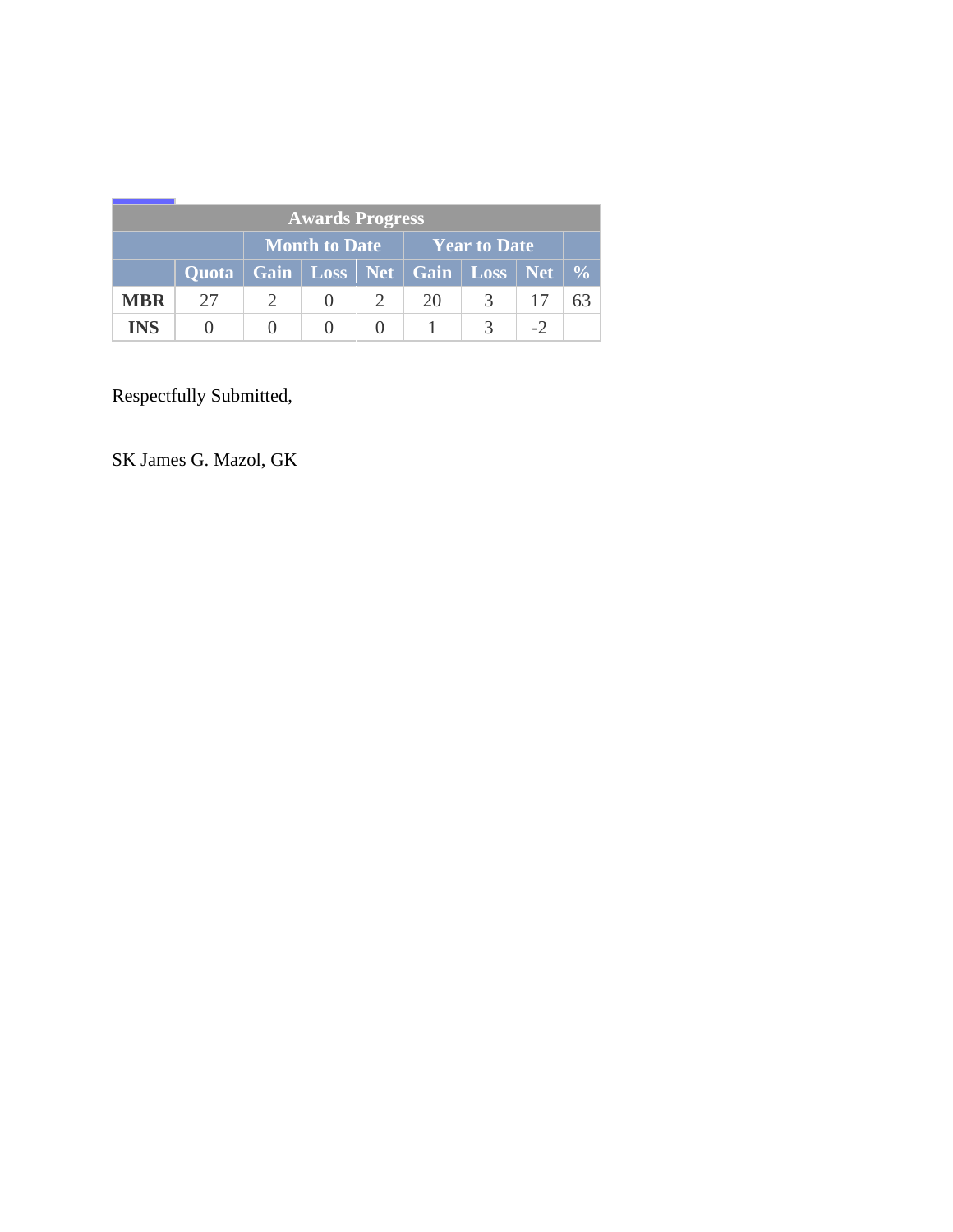| Awards Progress | | | | | | | | |
|---|---|---|---|---|---|---|---|---|
| | | Month to Date | | | Year to Date | | | |
| | Quota | Gain | Loss | Net | Gain | Loss | Net | % |
| **MBR** | 27 | 2 | 0 | 2 | 20 | 3 | 17 | 63 |
| **INS** | 0 | 0 | 0 | 0 | 1 | 3 | -2 | |

Respectfully Submitted,

SK James G. Mazol, GK